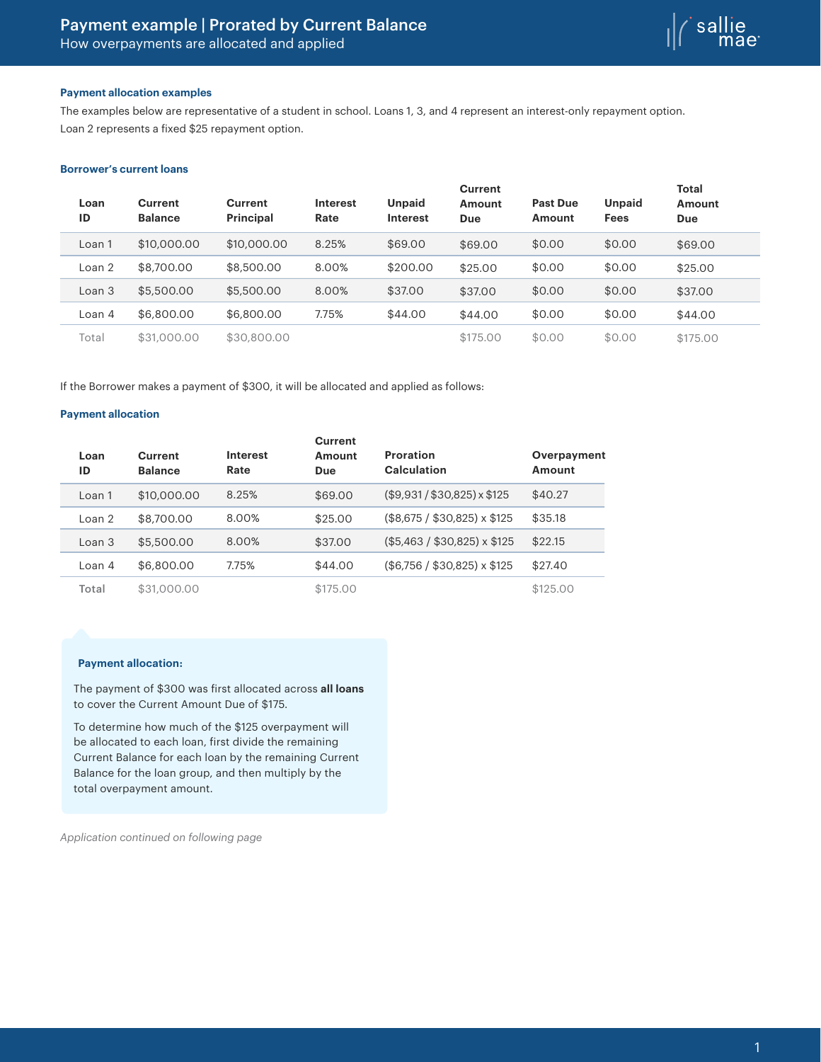# Payment example | Prorated by Current Balance

How overpayments are allocated and applied

### Payment allocation examples

The examples below are representative of a student in school. Loans 1, 3, and 4 represent an interest-only repayment option. Loan 2 represents a fixed $25 repayment option.

### Borrower's current loans

| Loan ID | Current Balance | Current Principal | Interest Rate | Unpaid Interest | Current Amount Due | Past Due Amount | Unpaid Fees | Total Amount Due |
|---|---|---|---|---|---|---|---|---|
| Loan 1 | $10,000.00 | $10,000.00 | 8.25% | $69.00 | $69.00 | $0.00 | $0.00 | $69.00 |
| Loan 2 | $8,700.00 | $8,500.00 | 8.00% | $200.00 | $25.00 | $0.00 | $0.00 | $25.00 |
| Loan 3 | $5,500.00 | $5,500.00 | 8.00% | $37.00 | $37.00 | $0.00 | $0.00 | $37.00 |
| Loan 4 | $6,800.00 | $6,800.00 | 7.75% | $44.00 | $44.00 | $0.00 | $0.00 | $44.00 |
| Total | $31,000.00 | $30,800.00 | | | $175.00 | $0.00 | $0.00 | $175.00 |

If the Borrower makes a payment of $300, it will be allocated and applied as follows:

### Payment allocation

| Loan ID | Current Balance | Interest Rate | Current Amount Due | Proration Calculation | Overpayment Amount |
|---|---|---|---|---|---|
| Loan 1 | $10,000.00 | 8.25% | $69.00 | ($9,931 / $30,825) x $125 | $40.27 |
| Loan 2 | $8,700.00 | 8.00% | $25.00 | ($8,675 / $30,825) x $125 | $35.18 |
| Loan 3 | $5,500.00 | 8.00% | $37.00 | ($5,463 / $30,825) x $125 | $22.15 |
| Loan 4 | $6,800.00 | 7.75% | $44.00 | ($6,756 / $30,825) x $125 | $27.40 |
| Total | $31,000.00 | | $175.00 | | $125.00 |

**Payment allocation:**

The payment of $300 was first allocated across **all loans** to cover the Current Amount Due of $175.

To determine how much of the $125 overpayment will be allocated to each loan, first divide the remaining Current Balance for each loan by the remaining Current Balance for the loan group, and then multiply by the total overpayment amount.

*Application continued on following page*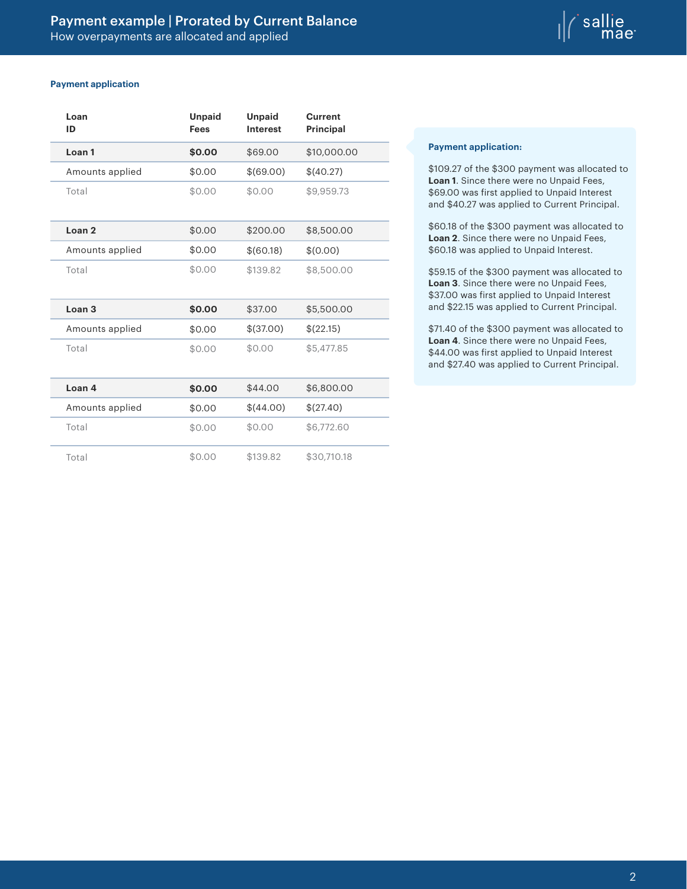# Payment example | Prorated by Current Balance

How overpayments are allocated and applied

### Payment application

| Loan ID | Unpaid Fees | Unpaid Interest | Current Principal |
|---|---|---|---|
| **Loan 1** | **$0.00** | $69.00 | $10,000.00 |
| Amounts applied | $0.00 | $(69.00) | $(40.27) |
| Total | $0.00 | $0.00 | $9,959.73 |
| **Loan 2** | $0.00 | $200.00 | $8,500.00 |
| Amounts applied | $0.00 | $(60.18) | $(0.00) |
| Total | $0.00 | $139.82 | $8,500.00 |
| **Loan 3** | **$0.00** | $37.00 | $5,500.00 |
| Amounts applied | $0.00 | $(37.00) | $(22.15) |
| Total | $0.00 | $0.00 | $5,477.85 |
| **Loan 4** | **$0.00** | $44.00 | $6,800.00 |
| Amounts applied | $0.00 | $(44.00) | $(27.40) |
| Total | $0.00 | $0.00 | $6,772.60 |
| Total | $0.00 | $139.82 | $30,710.18 |

**Payment application:**

$109.27 of the $300 payment was allocated to **Loan 1**. Since there were no Unpaid Fees, $69.00 was first applied to Unpaid Interest and $40.27 was applied to Current Principal.

$60.18 of the $300 payment was allocated to **Loan 2**. Since there were no Unpaid Fees, $60.18 was applied to Unpaid Interest.

$59.15 of the $300 payment was allocated to **Loan 3**. Since there were no Unpaid Fees, $37.00 was first applied to Unpaid Interest and $22.15 was applied to Current Principal.

$71.40 of the $300 payment was allocated to **Loan 4**. Since there were no Unpaid Fees, $44.00 was first applied to Unpaid Interest and $27.40 was applied to Current Principal.